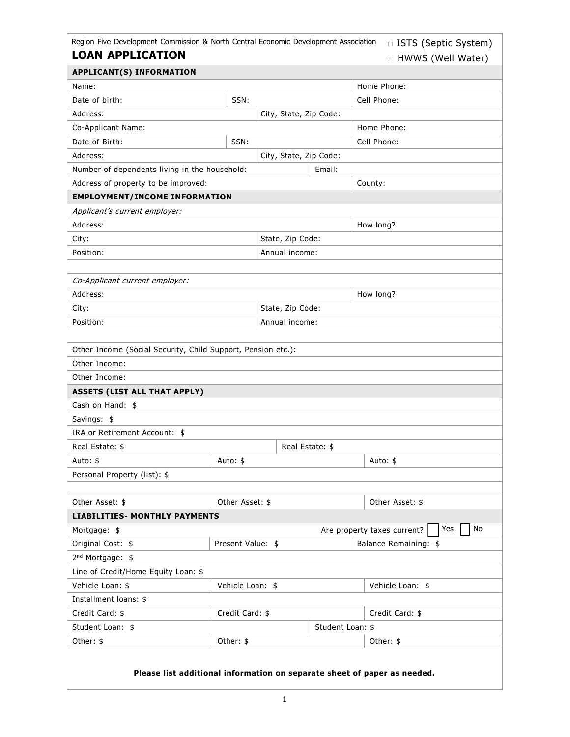Region Five Development Commission & North Central Economic Development Association

# LOAN APPLICATION

□ ISTS (Septic System)

□ HWWS (Well Water)

## APPLICANT(S) INFORMATION

| | | |
|---|---|---|
| Name: | | Home Phone: |
| Date of birth: | SSN: | Cell Phone: |
| Address: | City, State, Zip Code: | |
| Co-Applicant Name: | | Home Phone: |
| Date of Birth: | SSN: | Cell Phone: |
| Address: | City, State, Zip Code: | |
| Number of dependents living in the household: | Email: | |
| Address of property to be improved: | | County: |

## EMPLOYMENT/INCOME INFORMATION

*Applicant's current employer:*

| | | |
|---|---|---|
| Address: | | How long? |
| City: | State, Zip Code: | |
| Position: | Annual income: | |

*Co-Applicant current employer:*

| | | |
|---|---|---|
| Address: | | How long? |
| City: | State, Zip Code: | |
| Position: | Annual income: | |

Other Income (Social Security, Child Support, Pension etc.):

Other Income:

Other Income:

## ASSETS (LIST ALL THAT APPLY)

Cash on Hand: $

Savings: $

IRA or Retirement Account: $

| | | |
|---|---|---|
| Real Estate: $ | Real Estate: $ | |
| Auto: $ | Auto: $ | Auto: $ |

Personal Property (list): $

| | | |
|---|---|---|
| Other Asset: $ | Other Asset: $ | Other Asset: $ |

## LIABILITIES- MONTHLY PAYMENTS

| | | |
|---|---|---|
| Mortgage: $ | Are property taxes current? ☐ Yes ☐ No | |
| Original Cost: $ | Present Value: $ | Balance Remaining: $ |

2nd Mortgage: $

Line of Credit/Home Equity Loan: $

| | | |
|---|---|---|
| Vehicle Loan: $ | Vehicle Loan: $ | Vehicle Loan: $ |

Installment loans: $

| | | |
|---|---|---|
| Credit Card: $ | Credit Card: $ | Credit Card: $ |
| Student Loan: $ | Student Loan: $ | |
| Other: $ | Other: $ | Other: $ |

**Please list additional information on separate sheet of paper as needed.**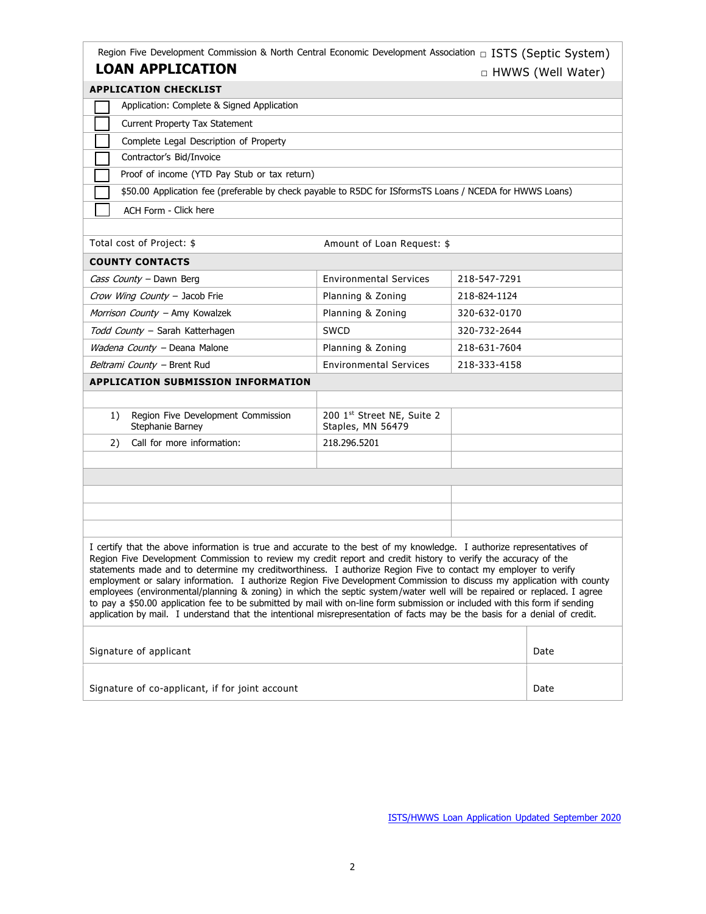Region Five Development Commission & North Central Economic Development Association

☐ ISTS (Septic System)

☐ HWWS (Well Water)

# LOAN APPLICATION

## APPLICATION CHECKLIST

- ☐ Application: Complete & Signed Application
- ☐ Current Property Tax Statement
- ☐ Complete Legal Description of Property
- ☐ Contractor's Bid/Invoice
- ☐ Proof of income (YTD Pay Stub or tax return)
- ☐ $50.00 Application fee (preferable by check payable to R5DC for ISformsTS Loans / NCEDA for HWWS Loans)
- ☐ ACH Form - Click here

Total cost of Project: $ | Amount of Loan Request: $

## COUNTY CONTACTS

| | | |
|---|---|---|
| *Cass County* – Dawn Berg | Environmental Services | 218-547-7291 |
| *Crow Wing County* – Jacob Frie | Planning & Zoning | 218-824-1124 |
| *Morrison County* – Amy Kowalzek | Planning & Zoning | 320-632-0170 |
| *Todd County* – Sarah Katterhagen | SWCD | 320-732-2644 |
| *Wadena County* – Deana Malone | Planning & Zoning | 218-631-7604 |
| *Beltrami County* – Brent Rud | Environmental Services | 218-333-4158 |

## APPLICATION SUBMISSION INFORMATION

| | | |
|---|---|---|
| 1) Region Five Development Commission Stephanie Barney | 200 1st Street NE, Suite 2 Staples, MN 56479 | |
| 2) Call for more information: | 218.296.5201 | |

I certify that the above information is true and accurate to the best of my knowledge. I authorize representatives of Region Five Development Commission to review my credit report and credit history to verify the accuracy of the statements made and to determine my creditworthiness. I authorize Region Five to contact my employer to verify employment or salary information. I authorize Region Five Development Commission to discuss my application with county employees (environmental/planning & zoning) in which the septic system/water well will be repaired or replaced. I agree to pay a $50.00 application fee to be submitted by mail with on-line form submission or included with this form if sending application by mail. I understand that the intentional misrepresentation of facts may be the basis for a denial of credit.

| | |
|---|---|
| Signature of applicant | Date |
| Signature of co-applicant, if for joint account | Date |

ISTS/HWWS Loan Application Updated September 2020